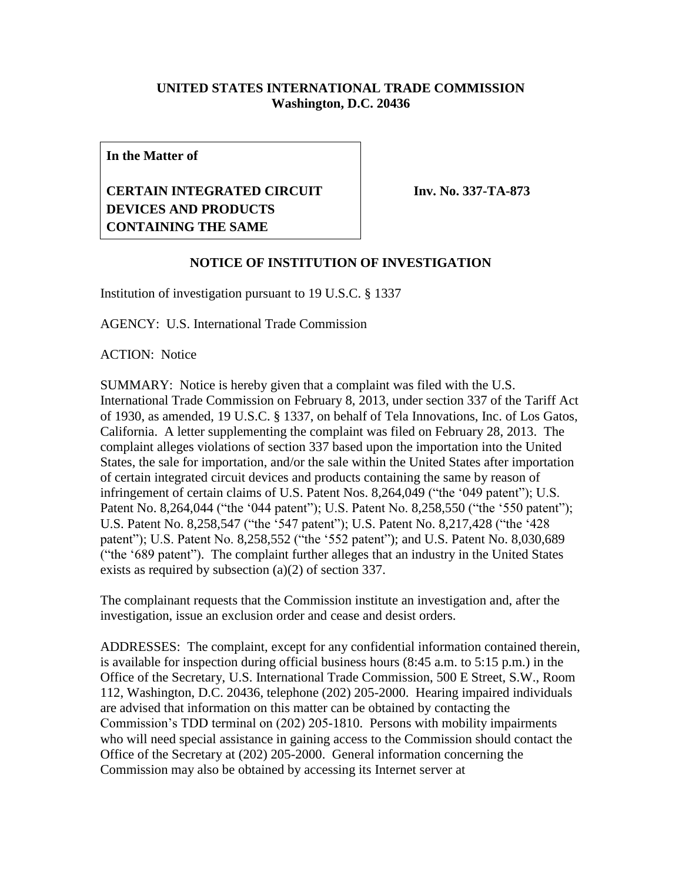**UNITED STATES INTERNATIONAL TRADE COMMISSION**
**Washington, D.C. 20436**

| **In the Matter of**<br><br>**CERTAIN INTEGRATED CIRCUIT DEVICES AND PRODUCTS CONTAINING THE SAME** | **Inv. No. 337-TA-873** |
|---|---|

## NOTICE OF INSTITUTION OF INVESTIGATION

Institution of investigation pursuant to 19 U.S.C. § 1337

AGENCY: U.S. International Trade Commission

ACTION: Notice

SUMMARY: Notice is hereby given that a complaint was filed with the U.S. International Trade Commission on February 8, 2013, under section 337 of the Tariff Act of 1930, as amended, 19 U.S.C. § 1337, on behalf of Tela Innovations, Inc. of Los Gatos, California. A letter supplementing the complaint was filed on February 28, 2013. The complaint alleges violations of section 337 based upon the importation into the United States, the sale for importation, and/or the sale within the United States after importation of certain integrated circuit devices and products containing the same by reason of infringement of certain claims of U.S. Patent Nos. 8,264,049 ("the '049 patent"); U.S. Patent No. 8,264,044 ("the '044 patent"); U.S. Patent No. 8,258,550 ("the '550 patent"); U.S. Patent No. 8,258,547 ("the '547 patent"); U.S. Patent No. 8,217,428 ("the '428 patent"); U.S. Patent No. 8,258,552 ("the '552 patent"); and U.S. Patent No. 8,030,689 ("the '689 patent"). The complaint further alleges that an industry in the United States exists as required by subsection (a)(2) of section 337.

The complainant requests that the Commission institute an investigation and, after the investigation, issue an exclusion order and cease and desist orders.

ADDRESSES: The complaint, except for any confidential information contained therein, is available for inspection during official business hours (8:45 a.m. to 5:15 p.m.) in the Office of the Secretary, U.S. International Trade Commission, 500 E Street, S.W., Room 112, Washington, D.C. 20436, telephone (202) 205-2000. Hearing impaired individuals are advised that information on this matter can be obtained by contacting the Commission's TDD terminal on (202) 205-1810. Persons with mobility impairments who will need special assistance in gaining access to the Commission should contact the Office of the Secretary at (202) 205-2000. General information concerning the Commission may also be obtained by accessing its Internet server at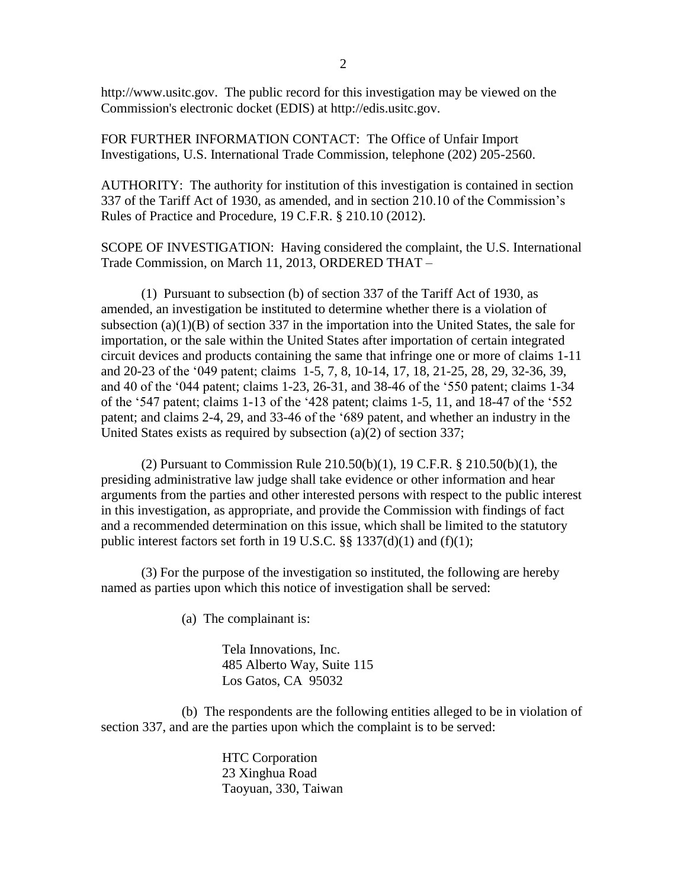http://www.usitc.gov. The public record for this investigation may be viewed on the Commission's electronic docket (EDIS) at http://edis.usitc.gov.

FOR FURTHER INFORMATION CONTACT: The Office of Unfair Import Investigations, U.S. International Trade Commission, telephone (202) 205-2560.

AUTHORITY: The authority for institution of this investigation is contained in section 337 of the Tariff Act of 1930, as amended, and in section 210.10 of the Commission's Rules of Practice and Procedure, 19 C.F.R. § 210.10 (2012).

SCOPE OF INVESTIGATION: Having considered the complaint, the U.S. International Trade Commission, on March 11, 2013, ORDERED THAT –

(1) Pursuant to subsection (b) of section 337 of the Tariff Act of 1930, as amended, an investigation be instituted to determine whether there is a violation of subsection (a)(1)(B) of section 337 in the importation into the United States, the sale for importation, or the sale within the United States after importation of certain integrated circuit devices and products containing the same that infringe one or more of claims 1-11 and 20-23 of the '049 patent; claims 1-5, 7, 8, 10-14, 17, 18, 21-25, 28, 29, 32-36, 39, and 40 of the '044 patent; claims 1-23, 26-31, and 38-46 of the '550 patent; claims 1-34 of the '547 patent; claims 1-13 of the '428 patent; claims 1-5, 11, and 18-47 of the '552 patent; and claims 2-4, 29, and 33-46 of the '689 patent, and whether an industry in the United States exists as required by subsection (a)(2) of section 337;

(2) Pursuant to Commission Rule 210.50(b)(1), 19 C.F.R. § 210.50(b)(1), the presiding administrative law judge shall take evidence or other information and hear arguments from the parties and other interested persons with respect to the public interest in this investigation, as appropriate, and provide the Commission with findings of fact and a recommended determination on this issue, which shall be limited to the statutory public interest factors set forth in 19 U.S.C. §§ 1337(d)(1) and (f)(1);

(3) For the purpose of the investigation so instituted, the following are hereby named as parties upon which this notice of investigation shall be served:

(a) The complainant is:

Tela Innovations, Inc.
485 Alberto Way, Suite 115
Los Gatos, CA 95032

(b) The respondents are the following entities alleged to be in violation of section 337, and are the parties upon which the complaint is to be served:

HTC Corporation
23 Xinghua Road
Taoyuan, 330, Taiwan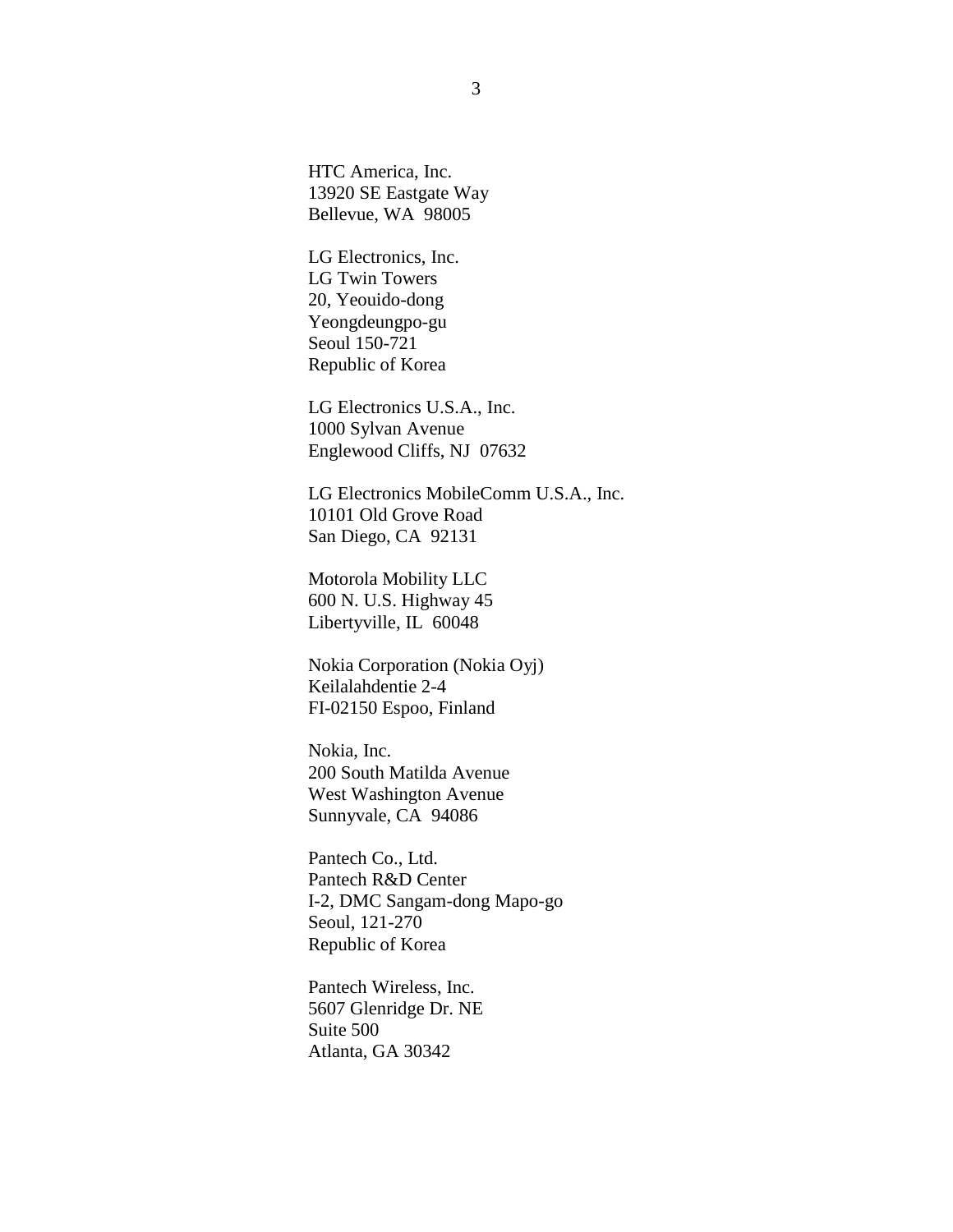HTC America, Inc.
13920 SE Eastgate Way
Bellevue, WA  98005

LG Electronics, Inc.
LG Twin Towers
20, Yeouido-dong
Yeongdeungpo-gu
Seoul 150-721
Republic of Korea

LG Electronics U.S.A., Inc.
1000 Sylvan Avenue
Englewood Cliffs, NJ  07632

LG Electronics MobileComm U.S.A., Inc.
10101 Old Grove Road
San Diego, CA  92131

Motorola Mobility LLC
600 N. U.S. Highway 45
Libertyville, IL  60048

Nokia Corporation (Nokia Oyj)
Keilalahdentie 2-4
FI-02150 Espoo, Finland

Nokia, Inc.
200 South Matilda Avenue
West Washington Avenue
Sunnyvale, CA  94086

Pantech Co., Ltd.
Pantech R&D Center
I-2, DMC Sangam-dong Mapo-go
Seoul, 121-270
Republic of Korea

Pantech Wireless, Inc.
5607 Glenridge Dr. NE
Suite 500
Atlanta, GA 30342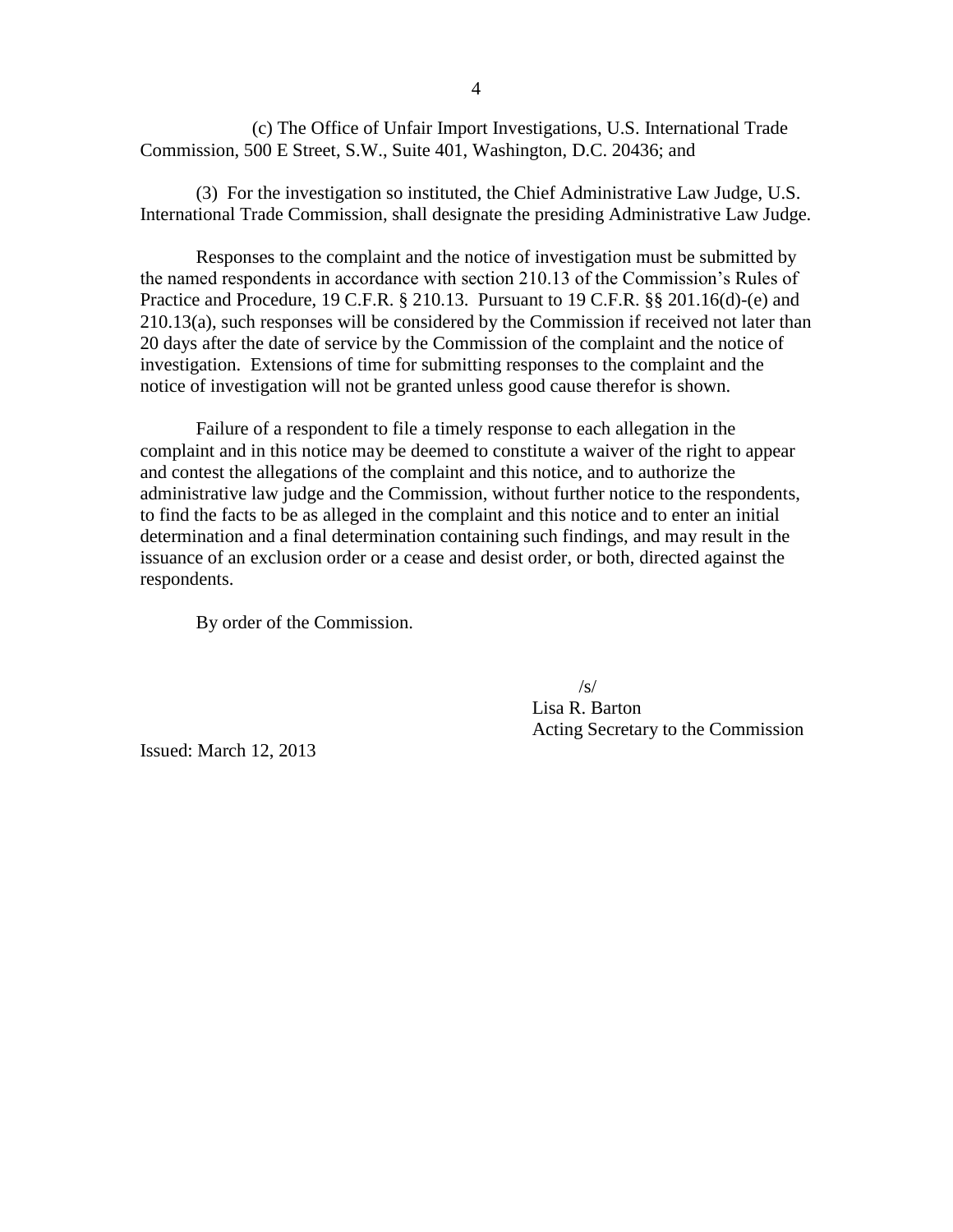(c) The Office of Unfair Import Investigations, U.S. International Trade Commission, 500 E Street, S.W., Suite 401, Washington, D.C. 20436; and

(3) For the investigation so instituted, the Chief Administrative Law Judge, U.S. International Trade Commission, shall designate the presiding Administrative Law Judge.

Responses to the complaint and the notice of investigation must be submitted by the named respondents in accordance with section 210.13 of the Commission's Rules of Practice and Procedure, 19 C.F.R. § 210.13. Pursuant to 19 C.F.R. §§ 201.16(d)-(e) and 210.13(a), such responses will be considered by the Commission if received not later than 20 days after the date of service by the Commission of the complaint and the notice of investigation. Extensions of time for submitting responses to the complaint and the notice of investigation will not be granted unless good cause therefor is shown.

Failure of a respondent to file a timely response to each allegation in the complaint and in this notice may be deemed to constitute a waiver of the right to appear and contest the allegations of the complaint and this notice, and to authorize the administrative law judge and the Commission, without further notice to the respondents, to find the facts to be as alleged in the complaint and this notice and to enter an initial determination and a final determination containing such findings, and may result in the issuance of an exclusion order or a cease and desist order, or both, directed against the respondents.

By order of the Commission.

/s/
Lisa R. Barton
Acting Secretary to the Commission

Issued: March 12, 2013